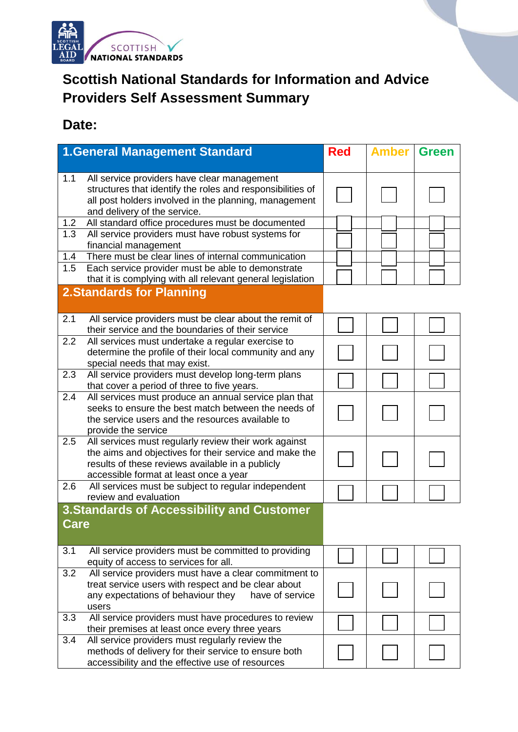SCOTTISH NATIONAL STANDARDS

# Scottish National Standards for Information and Advice Providers Self Assessment Summary

## Date:

| 1.General Management Standard | | Red | Amber | Green |
|---|---|---|---|---|
| 1.1 | All service providers have clear management structures that identify the roles and responsibilities of all post holders involved in the planning, management and delivery of the service. | ☐ | ☐ | ☐ |
| 1.2 | All standard office procedures must be documented | ☐ | ☐ | ☐ |
| 1.3 | All service providers must have robust systems for financial management | ☐ | ☐ | ☐ |
| 1.4 | There must be clear lines of internal communication | ☐ | ☐ | ☐ |
| 1.5 | Each service provider must be able to demonstrate that it is complying with all relevant general legislation | ☐ | ☐ | ☐ |
| **2.Standards for Planning** | | | | |
| 2.1 | All service providers must be clear about the remit of their service and the boundaries of their service | ☐ | ☐ | ☐ |
| 2.2 | All services must undertake a regular exercise to determine the profile of their local community and any special needs that may exist. | ☐ | ☐ | ☐ |
| 2.3 | All service providers must develop long-term plans that cover a period of three to five years. | ☐ | ☐ | ☐ |
| 2.4 | All services must produce an annual service plan that seeks to ensure the best match between the needs of the service users and the resources available to provide the service | ☐ | ☐ | ☐ |
| 2.5 | All services must regularly review their work against the aims and objectives for their service and make the results of these reviews available in a publicly accessible format at least once a year | ☐ | ☐ | ☐ |
| 2.6 | All services must be subject to regular independent review and evaluation | ☐ | ☐ | ☐ |
| **3.Standards of Accessibility and Customer Care** | | | | |
| 3.1 | All service providers must be committed to providing equity of access to services for all. | ☐ | ☐ | ☐ |
| 3.2 | All service providers must have a clear commitment to treat service users with respect and be clear about any expectations of behaviour they have of service users | ☐ | ☐ | ☐ |
| 3.3 | All service providers must have procedures to review their premises at least once every three years | ☐ | ☐ | ☐ |
| 3.4 | All service providers must regularly review the methods of delivery for their service to ensure both accessibility and the effective use of resources | ☐ | ☐ | ☐ |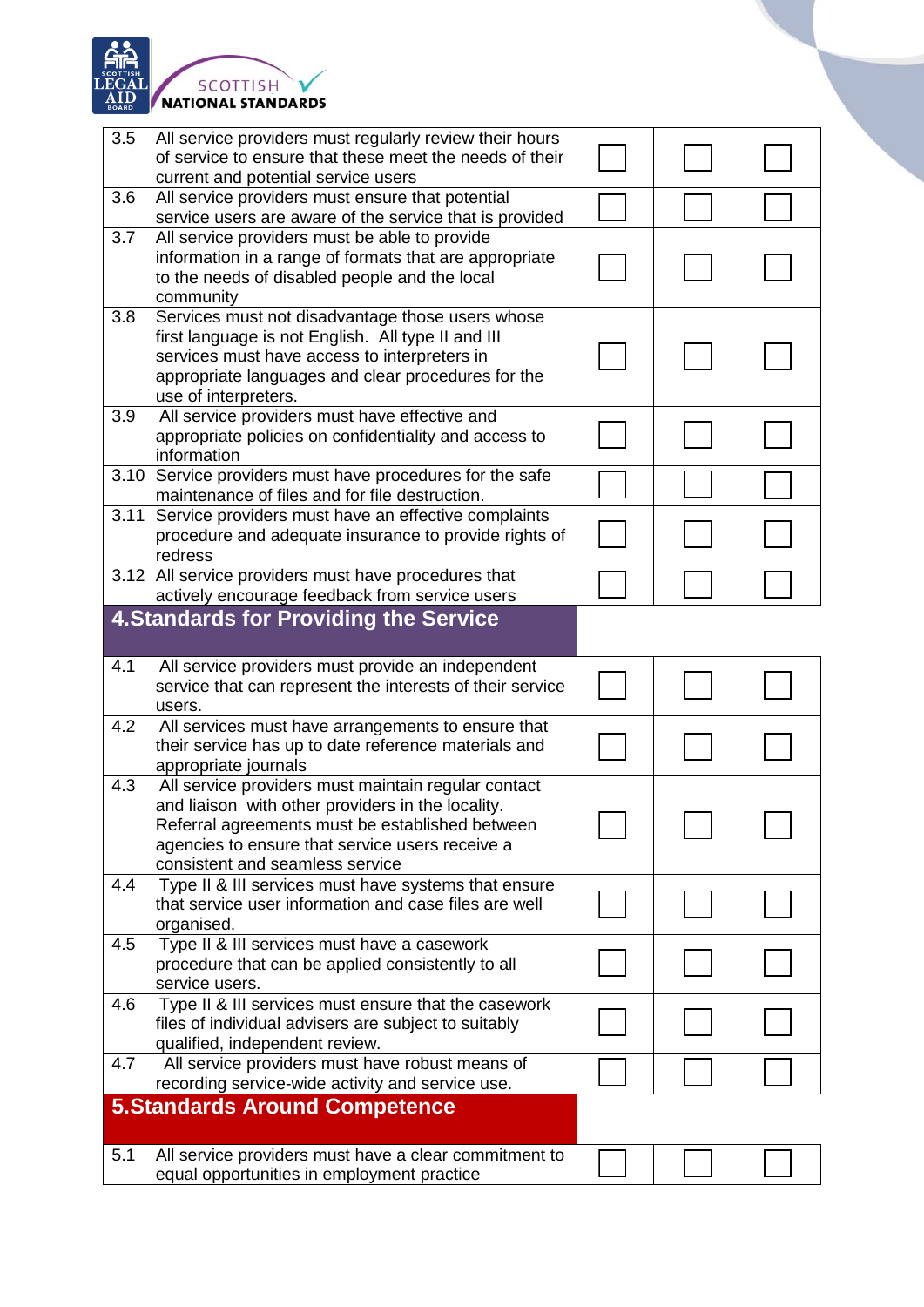| | | | | |
|---|---|---|---|---|
| 3.5 | All service providers must regularly review their hours of service to ensure that these meet the needs of their current and potential service users | ☐ | ☐ | ☐ |
| 3.6 | All service providers must ensure that potential service users are aware of the service that is provided | ☐ | ☐ | ☐ |
| 3.7 | All service providers must be able to provide information in a range of formats that are appropriate to the needs of disabled people and the local community | ☐ | ☐ | ☐ |
| 3.8 | Services must not disadvantage those users whose first language is not English. All type II and III services must have access to interpreters in appropriate languages and clear procedures for the use of interpreters. | ☐ | ☐ | ☐ |
| 3.9 | All service providers must have effective and appropriate policies on confidentiality and access to information | ☐ | ☐ | ☐ |
| 3.10 | Service providers must have procedures for the safe maintenance of files and for file destruction. | ☐ | ☐ | ☐ |
| 3.11 | Service providers must have an effective complaints procedure and adequate insurance to provide rights of redress | ☐ | ☐ | ☐ |
| 3.12 | All service providers must have procedures that actively encourage feedback from service users | ☐ | ☐ | ☐ |
| **4.Standards for Providing the Service** | | | | |
| 4.1 | All service providers must provide an independent service that can represent the interests of their service users. | ☐ | ☐ | ☐ |
| 4.2 | All services must have arrangements to ensure that their service has up to date reference materials and appropriate journals | ☐ | ☐ | ☐ |
| 4.3 | All service providers must maintain regular contact and liaison with other providers in the locality. Referral agreements must be established between agencies to ensure that service users receive a consistent and seamless service | ☐ | ☐ | ☐ |
| 4.4 | Type II & III services must have systems that ensure that service user information and case files are well organised. | ☐ | ☐ | ☐ |
| 4.5 | Type II & III services must have a casework procedure that can be applied consistently to all service users. | ☐ | ☐ | ☐ |
| 4.6 | Type II & III services must ensure that the casework files of individual advisers are subject to suitably qualified, independent review. | ☐ | ☐ | ☐ |
| 4.7 | All service providers must have robust means of recording service-wide activity and service use. | ☐ | ☐ | ☐ |
| **5.Standards Around Competence** | | | | |
| 5.1 | All service providers must have a clear commitment to equal opportunities in employment practice | ☐ | ☐ | ☐ |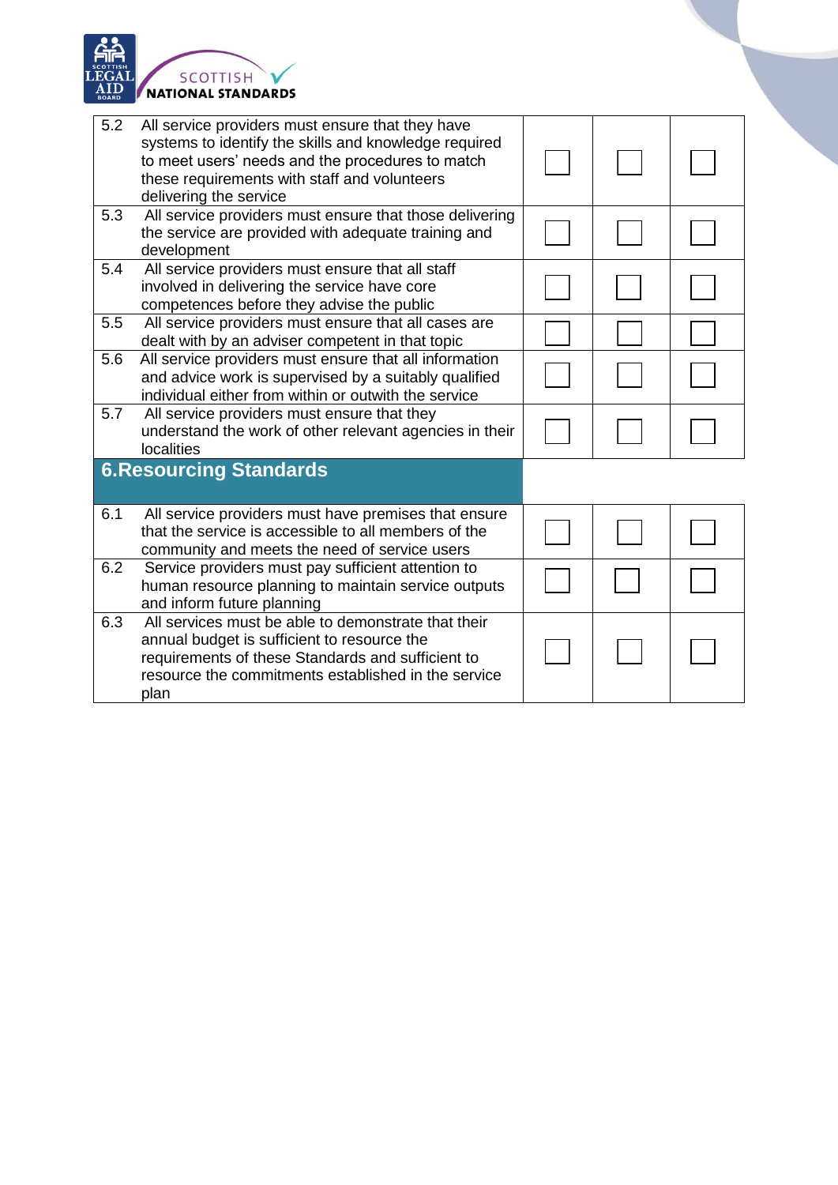| | | | | |
|---|---|---|---|---|
| 5.2 | All service providers must ensure that they have systems to identify the skills and knowledge required to meet users' needs and the procedures to match these requirements with staff and volunteers delivering the service | ☐ | ☐ | ☐ |
| 5.3 | All service providers must ensure that those delivering the service are provided with adequate training and development | ☐ | ☐ | ☐ |
| 5.4 | All service providers must ensure that all staff involved in delivering the service have core competences before they advise the public | ☐ | ☐ | ☐ |
| 5.5 | All service providers must ensure that all cases are dealt with by an adviser competent in that topic | ☐ | ☐ | ☐ |
| 5.6 | All service providers must ensure that all information and advice work is supervised by a suitably qualified individual either from within or outwith the service | ☐ | ☐ | ☐ |
| 5.7 | All service providers must ensure that they understand the work of other relevant agencies in their localities | ☐ | ☐ | ☐ |
| **6.Resourcing Standards** | | | | |
| 6.1 | All service providers must have premises that ensure that the service is accessible to all members of the community and meets the need of service users | ☐ | ☐ | ☐ |
| 6.2 | Service providers must pay sufficient attention to human resource planning to maintain service outputs and inform future planning | ☐ | ☐ | ☐ |
| 6.3 | All services must be able to demonstrate that their annual budget is sufficient to resource the requirements of these Standards and sufficient to resource the commitments established in the service plan | ☐ | ☐ | ☐ |